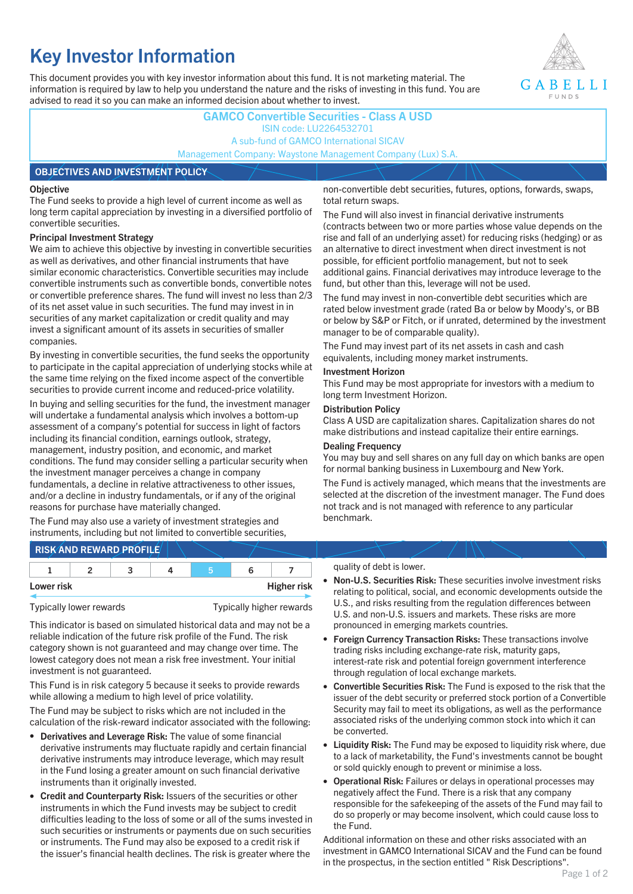# Key Investor Information

This document provides you with key investor information about this fund. It is not marketing material. The information is required by law to help you understand the nature and the risks of investing in this fund. You are advised to read it so you can make an informed decision about whether to invest.

**GAMCO Convertible Securities - Class A USD**
ISIN code: LU2264532701
A sub-fund of GAMCO International SICAV
Management Company: Waystone Management Company (Lux) S.A.

## OBJECTIVES AND INVESTMENT POLICY

**Objective**

The Fund seeks to provide a high level of current income as well as long term capital appreciation by investing in a diversified portfolio of convertible securities.

**Principal Investment Strategy**

We aim to achieve this objective by investing in convertible securities as well as derivatives, and other financial instruments that have similar economic characteristics. Convertible securities may include convertible instruments such as convertible bonds, convertible notes or convertible preference shares. The fund will invest no less than 2/3 of its net asset value in such securities. The fund may invest in in securities of any market capitalization or credit quality and may invest a significant amount of its assets in securities of smaller companies.

By investing in convertible securities, the fund seeks the opportunity to participate in the capital appreciation of underlying stocks while at the same time relying on the fixed income aspect of the convertible securities to provide current income and reduced-price volatility.

In buying and selling securities for the fund, the investment manager will undertake a fundamental analysis which involves a bottom-up assessment of a company's potential for success in light of factors including its financial condition, earnings outlook, strategy, management, industry position, and economic, and market conditions. The fund may consider selling a particular security when the investment manager perceives a change in company fundamentals, a decline in relative attractiveness to other issues, and/or a decline in industry fundamentals, or if any of the original reasons for purchase have materially changed.

The Fund may also use a variety of investment strategies and instruments, including but not limited to convertible securities, non-convertible debt securities, futures, options, forwards, swaps, total return swaps.

The Fund will also invest in financial derivative instruments (contracts between two or more parties whose value depends on the rise and fall of an underlying asset) for reducing risks (hedging) or as an alternative to direct investment when direct investment is not possible, for efficient portfolio management, but not to seek additional gains. Financial derivatives may introduce leverage to the fund, but other than this, leverage will not be used.

The fund may invest in non-convertible debt securities which are rated below investment grade (rated Ba or below by Moody's, or BB or below by S&P or Fitch, or if unrated, determined by the investment manager to be of comparable quality).

The Fund may invest part of its net assets in cash and cash equivalents, including money market instruments.

**Investment Horizon**

This Fund may be most appropriate for investors with a medium to long term Investment Horizon.

**Distribution Policy**

Class A USD are capitalization shares. Capitalization shares do not make distributions and instead capitalize their entire earnings.

**Dealing Frequency**

You may buy and sell shares on any full day on which banks are open for normal banking business in Luxembourg and New York.

The Fund is actively managed, which means that the investments are selected at the discretion of the investment manager. The Fund does not track and is not managed with reference to any particular benchmark.

## RISK AND REWARD PROFILE

| 1 | 2 | 3 | 4 | **5** | 6 | 7 |
|---|---|---|---|---|---|---|

Lower risk — Higher risk

Typically lower rewards — Typically higher rewards

This indicator is based on simulated historical data and may not be a reliable indication of the future risk profile of the Fund. The risk category shown is not guaranteed and may change over time. The lowest category does not mean a risk free investment. Your initial investment is not guaranteed.

This Fund is in risk category 5 because it seeks to provide rewards while allowing a medium to high level of price volatility.

The Fund may be subject to risks which are not included in the calculation of the risk-reward indicator associated with the following:

- **Derivatives and Leverage Risk:** The value of some financial derivative instruments may fluctuate rapidly and certain financial derivative instruments may introduce leverage, which may result in the Fund losing a greater amount on such financial derivative instruments than it originally invested.
- **Credit and Counterparty Risk:** Issuers of the securities or other instruments in which the Fund invests may be subject to credit difficulties leading to the loss of some or all of the sums invested in such securities or instruments or payments due on such securities or instruments. The Fund may also be exposed to a credit risk if the issuer's financial health declines. The risk is greater where the quality of debt is lower.
- **Non-U.S. Securities Risk:** These securities involve investment risks relating to political, social, and economic developments outside the U.S., and risks resulting from the regulation differences between U.S. and non-U.S. issuers and markets. These risks are more pronounced in emerging markets countries.
- **Foreign Currency Transaction Risks:** These transactions involve trading risks including exchange-rate risk, maturity gaps, interest-rate risk and potential foreign government interference through regulation of local exchange markets.
- **Convertible Securities Risk:** The Fund is exposed to the risk that the issuer of the debt security or preferred stock portion of a Convertible Security may fail to meet its obligations, as well as the performance associated risks of the underlying common stock into which it can be converted.
- **Liquidity Risk:** The Fund may be exposed to liquidity risk where, due to a lack of marketability, the Fund's investments cannot be bought or sold quickly enough to prevent or minimise a loss.
- **Operational Risk:** Failures or delays in operational processes may negatively affect the Fund. There is a risk that any company responsible for the safekeeping of the assets of the Fund may fail to do so properly or may become insolvent, which could cause loss to the Fund.

Additional information on these and other risks associated with an investment in GAMCO International SICAV and the Fund can be found in the prospectus, in the section entitled " Risk Descriptions".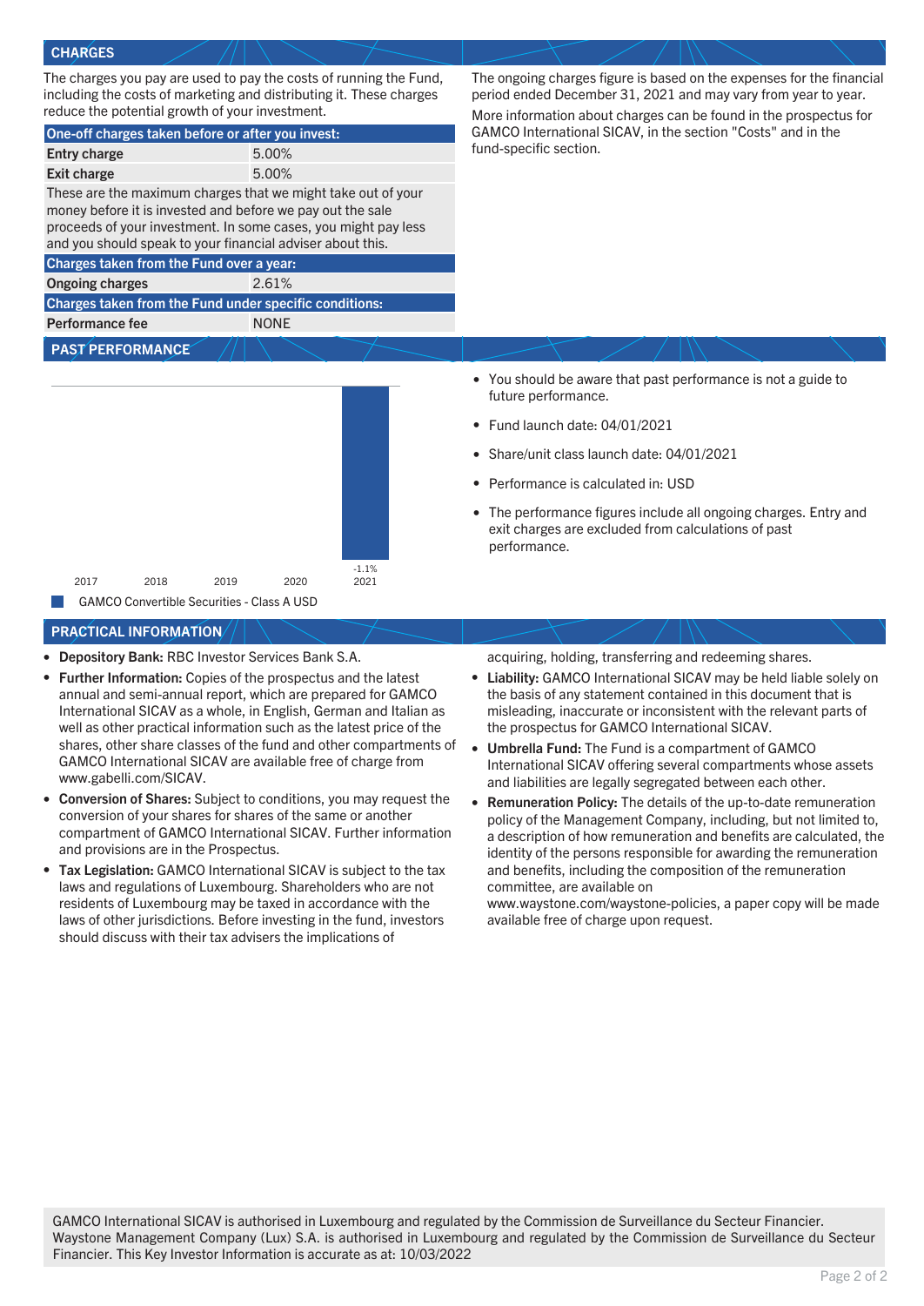## CHARGES

The charges you pay are used to pay the costs of running the Fund, including the costs of marketing and distributing it. These charges reduce the potential growth of your investment.

| One-off charges taken before or after you invest: | |
|---|---|
| **Entry charge** | 5.00% |
| **Exit charge** | 5.00% |

These are the maximum charges that we might take out of your money before it is invested and before we pay out the sale proceeds of your investment. In some cases, you might pay less and you should speak to your financial adviser about this.

| Charges taken from the Fund over a year: | |
|---|---|
| **Ongoing charges** | 2.61% |

| Charges taken from the Fund under specific conditions: | |
|---|---|
| **Performance fee** | NONE |

The ongoing charges figure is based on the expenses for the financial period ended December 31, 2021 and may vary from year to year.

More information about charges can be found in the prospectus for GAMCO International SICAV, in the section "Costs" and in the fund-specific section.

## PAST PERFORMANCE

-1.1%

2017 2018 2019 2020 2021

GAMCO Convertible Securities - Class A USD

- You should be aware that past performance is not a guide to future performance.
- Fund launch date: 04/01/2021
- Share/unit class launch date: 04/01/2021
- Performance is calculated in: USD
- The performance figures include all ongoing charges. Entry and exit charges are excluded from calculations of past performance.

## PRACTICAL INFORMATION

- **Depositary Bank:** RBC Investor Services Bank S.A.
- **Further Information:** Copies of the prospectus and the latest annual and semi-annual report, which are prepared for GAMCO International SICAV as a whole, in English, German and Italian as well as other practical information such as the latest price of the shares, other share classes of the fund and other compartments of GAMCO International SICAV are available free of charge from www.gabelli.com/SICAV.
- **Conversion of Shares:** Subject to conditions, you may request the conversion of your shares for shares of the same or another compartment of GAMCO International SICAV. Further information and provisions are in the Prospectus.
- **Tax Legislation:** GAMCO International SICAV is subject to the tax laws and regulations of Luxembourg. Shareholders who are not residents of Luxembourg may be taxed in accordance with the laws of other jurisdictions. Before investing in the fund, investors should discuss with their tax advisers the implications of acquiring, holding, transferring and redeeming shares.
- **Liability:** GAMCO International SICAV may be held liable solely on the basis of any statement contained in this document that is misleading, inaccurate or inconsistent with the relevant parts of the prospectus for GAMCO International SICAV.
- **Umbrella Fund:** The Fund is a compartment of GAMCO International SICAV offering several compartments whose assets and liabilities are legally segregated between each other.
- **Remuneration Policy:** The details of the up-to-date remuneration policy of the Management Company, including, but not limited to, a description of how remuneration and benefits are calculated, the identity of the persons responsible for awarding the remuneration and benefits, including the composition of the remuneration committee, are available on www.waystone.com/waystone-policies, a paper copy will be made available free of charge upon request.

GAMCO International SICAV is authorised in Luxembourg and regulated by the Commission de Surveillance du Secteur Financier. Waystone Management Company (Lux) S.A. is authorised in Luxembourg and regulated by the Commission de Surveillance du Secteur Financier. This Key Investor Information is accurate as at: 10/03/2022